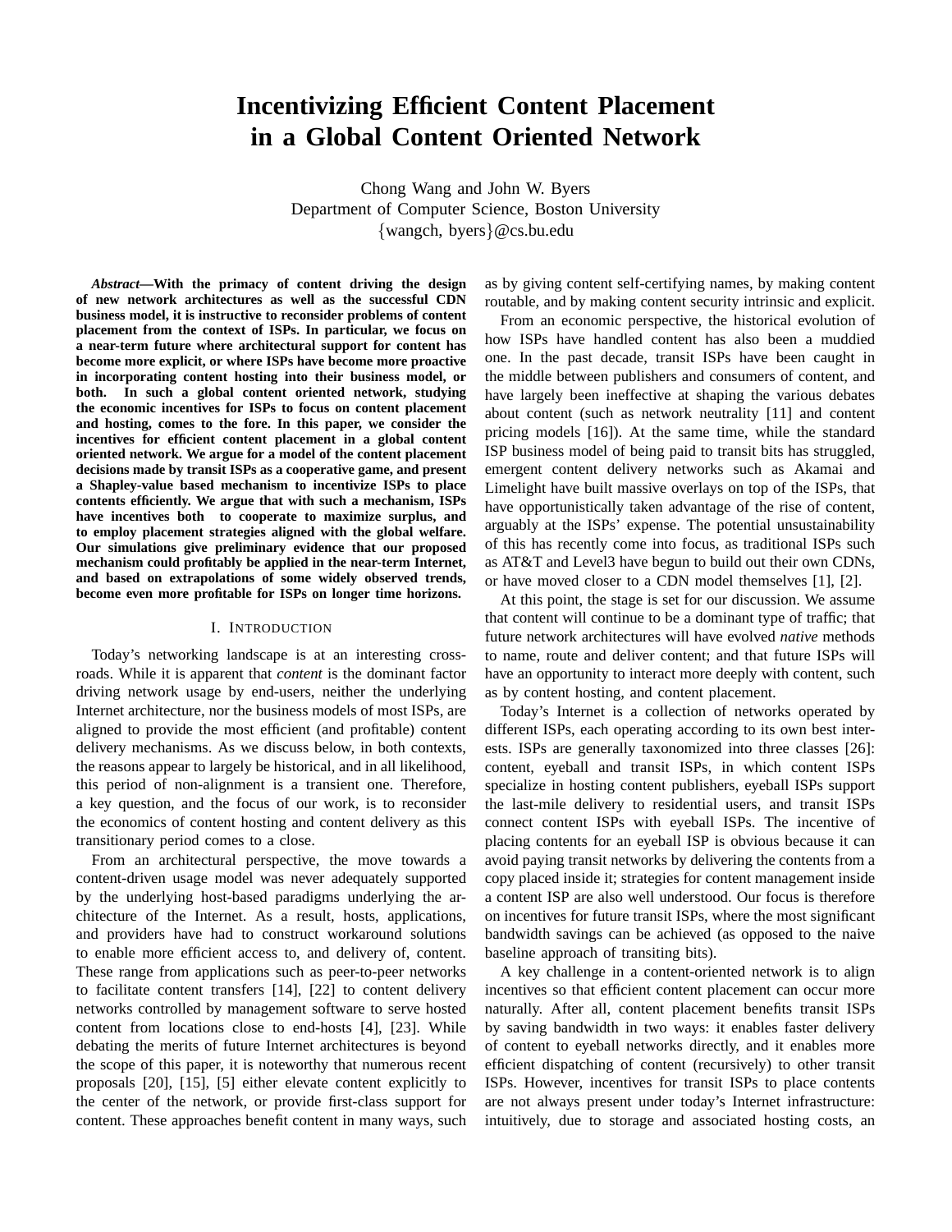# Incentivizing Efficient Content Placement in a Global Content Oriented Network

Chong Wang and John W. Byers
Department of Computer Science, Boston University
{wangch, byers}@cs.bu.edu

***Abstract*—With the primacy of content driving the design of new network architectures as well as the successful CDN business model, it is instructive to reconsider problems of content placement from the context of ISPs. In particular, we focus on a near-term future where architectural support for content has become more explicit, or where ISPs have become more proactive in incorporating content hosting into their business model, or both. In such a global content oriented network, studying the economic incentives for ISPs to focus on content placement and hosting, comes to the fore. In this paper, we consider the incentives for efficient content placement in a global content oriented network. We argue for a model of the content placement decisions made by transit ISPs as a cooperative game, and present a Shapley-value based mechanism to incentivize ISPs to place contents efficiently. We argue that with such a mechanism, ISPs have incentives both to cooperate to maximize surplus, and to employ placement strategies aligned with the global welfare. Our simulations give preliminary evidence that our proposed mechanism could profitably be applied in the near-term Internet, and based on extrapolations of some widely observed trends, become even more profitable for ISPs on longer time horizons.**

## I. Introduction

Today's networking landscape is at an interesting crossroads. While it is apparent that *content* is the dominant factor driving network usage by end-users, neither the underlying Internet architecture, nor the business models of most ISPs, are aligned to provide the most efficient (and profitable) content delivery mechanisms. As we discuss below, in both contexts, the reasons appear to largely be historical, and in all likelihood, this period of non-alignment is a transient one. Therefore, a key question, and the focus of our work, is to reconsider the economics of content hosting and content delivery as this transitionary period comes to a close.

From an architectural perspective, the move towards a content-driven usage model was never adequately supported by the underlying host-based paradigms underlying the architecture of the Internet. As a result, hosts, applications, and providers have had to construct workaround solutions to enable more efficient access to, and delivery of, content. These range from applications such as peer-to-peer networks to facilitate content transfers [14], [22] to content delivery networks controlled by management software to serve hosted content from locations close to end-hosts [4], [23]. While debating the merits of future Internet architectures is beyond the scope of this paper, it is noteworthy that numerous recent proposals [20], [15], [5] either elevate content explicitly to the center of the network, or provide first-class support for content. These approaches benefit content in many ways, such as by giving content self-certifying names, by making content routable, and by making content security intrinsic and explicit.

From an economic perspective, the historical evolution of how ISPs have handled content has also been a muddied one. In the past decade, transit ISPs have been caught in the middle between publishers and consumers of content, and have largely been ineffective at shaping the various debates about content (such as network neutrality [11] and content pricing models [16]). At the same time, while the standard ISP business model of being paid to transit bits has struggled, emergent content delivery networks such as Akamai and Limelight have built massive overlays on top of the ISPs, that have opportunistically taken advantage of the rise of content, arguably at the ISPs' expense. The potential unsustainability of this has recently come into focus, as traditional ISPs such as AT&T and Level3 have begun to build out their own CDNs, or have moved closer to a CDN model themselves [1], [2].

At this point, the stage is set for our discussion. We assume that content will continue to be a dominant type of traffic; that future network architectures will have evolved *native* methods to name, route and deliver content; and that future ISPs will have an opportunity to interact more deeply with content, such as by content hosting, and content placement.

Today's Internet is a collection of networks operated by different ISPs, each operating according to its own best interests. ISPs are generally taxonomized into three classes [26]: content, eyeball and transit ISPs, in which content ISPs specialize in hosting content publishers, eyeball ISPs support the last-mile delivery to residential users, and transit ISPs connect content ISPs with eyeball ISPs. The incentive of placing contents for an eyeball ISP is obvious because it can avoid paying transit networks by delivering the contents from a copy placed inside it; strategies for content management inside a content ISP are also well understood. Our focus is therefore on incentives for future transit ISPs, where the most significant bandwidth savings can be achieved (as opposed to the naive baseline approach of transiting bits).

A key challenge in a content-oriented network is to align incentives so that efficient content placement can occur more naturally. After all, content placement benefits transit ISPs by saving bandwidth in two ways: it enables faster delivery of content to eyeball networks directly, and it enables more efficient dispatching of content (recursively) to other transit ISPs. However, incentives for transit ISPs to place contents are not always present under today's Internet infrastructure: intuitively, due to storage and associated hosting costs, an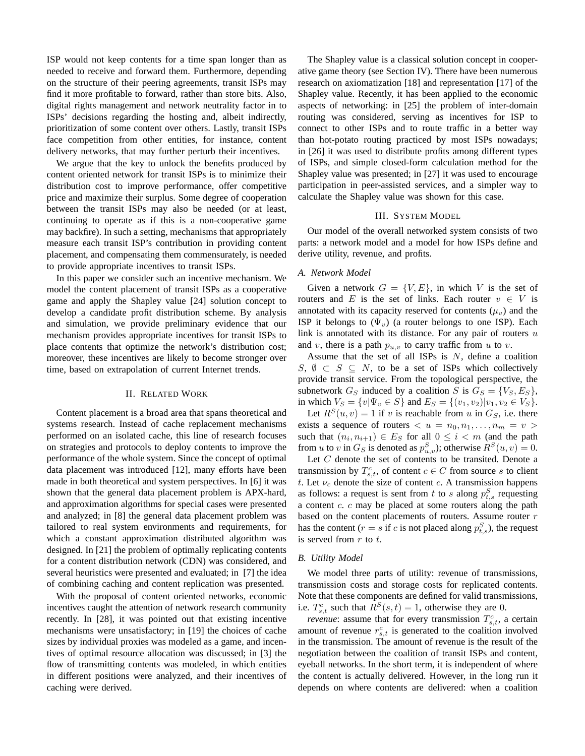ISP would not keep contents for a time span longer than as needed to receive and forward them. Furthermore, depending on the structure of their peering agreements, transit ISPs may find it more profitable to forward, rather than store bits. Also, digital rights management and network neutrality factor in to ISPs' decisions regarding the hosting and, albeit indirectly, prioritization of some content over others. Lastly, transit ISPs face competition from other entities, for instance, content delivery networks, that may further perturb their incentives.

We argue that the key to unlock the benefits produced by content oriented network for transit ISPs is to minimize their distribution cost to improve performance, offer competitive price and maximize their surplus. Some degree of cooperation between the transit ISPs may also be needed (or at least, continuing to operate as if this is a non-cooperative game may backfire). In such a setting, mechanisms that appropriately measure each transit ISP's contribution in providing content placement, and compensating them commensurately, is needed to provide appropriate incentives to transit ISPs.

In this paper we consider such an incentive mechanism. We model the content placement of transit ISPs as a cooperative game and apply the Shapley value [24] solution concept to develop a candidate profit distribution scheme. By analysis and simulation, we provide preliminary evidence that our mechanism provides appropriate incentives for transit ISPs to place contents that optimize the network's distribution cost; moreover, these incentives are likely to become stronger over time, based on extrapolation of current Internet trends.

## II. Related Work

Content placement is a broad area that spans theoretical and systems research. Instead of cache replacement mechanisms performed on an isolated cache, this line of research focuses on strategies and protocols to deploy contents to improve the performance of the whole system. Since the concept of optimal data placement was introduced [12], many efforts have been made in both theoretical and system perspectives. In [6] it was shown that the general data placement problem is APX-hard, and approximation algorithms for special cases were presented and analyzed; in [8] the general data placement problem was tailored to real system environments and requirements, for which a constant approximation distributed algorithm was designed. In [21] the problem of optimally replicating contents for a content distribution network (CDN) was considered, and several heuristics were presented and evaluated; in [7] the idea of combining caching and content replication was presented.

With the proposal of content oriented networks, economic incentives caught the attention of network research community recently. In [28], it was pointed out that existing incentive mechanisms were unsatisfactory; in [19] the choices of cache sizes by individual proxies was modeled as a game, and incentives of optimal resource allocation was discussed; in [3] the flow of transmitting contents was modeled, in which entities in different positions were analyzed, and their incentives of caching were derived.

The Shapley value is a classical solution concept in cooperative game theory (see Section IV). There have been numerous research on axiomatization [18] and representation [17] of the Shapley value. Recently, it has been applied to the economic aspects of networking: in [25] the problem of inter-domain routing was considered, serving as incentives for ISP to connect to other ISPs and to route traffic in a better way than hot-potato routing practiced by most ISPs nowadays; in [26] it was used to distribute profits among different types of ISPs, and simple closed-form calculation method for the Shapley value was presented; in [27] it was used to encourage participation in peer-assisted services, and a simpler way to calculate the Shapley value was shown for this case.

## III. System Model

Our model of the overall networked system consists of two parts: a network model and a model for how ISPs define and derive utility, revenue, and profits.

### A. Network Model

Given a network $G = \{V, E\}$, in which $V$ is the set of routers and $E$ is the set of links. Each router $v \in V$ is annotated with its capacity reserved for contents ($\mu_v$) and the ISP it belongs to ($\Psi_v$) (a router belongs to one ISP). Each link is annotated with its distance. For any pair of routers $u$ and $v$, there is a path $p_{u,v}$ to carry traffic from $u$ to $v$.

Assume that the set of all ISPs is $N$, define a coalition $S$, $\emptyset \subset S \subseteq N$, to be a set of ISPs which collectively provide transit service. From the topological perspective, the subnetwork $G_S$ induced by a coalition $S$ is $G_S = \{V_S, E_S\}$, in which $V_S = \{v | \Psi_v \in S\}$ and $E_S = \{(v_1, v_2) | v_1, v_2 \in V_S\}$.

Let $R^S(u, v) = 1$ if $v$ is reachable from $u$ in $G_S$, i.e. there exists a sequence of routers $< u = n_0, n_1, \ldots, n_m = v >$ such that $(n_i, n_{i+1}) \in E_S$ for all $0 \leq i < m$ (and the path from $u$ to $v$ in $G_S$ is denoted as $p^S_{u,v}$); otherwise $R^S(u, v) = 0$.

Let $C$ denote the set of contents to be transited. Denote a transmission by $T^c_{s,t}$, of content $c \in C$ from source $s$ to client $t$. Let $\nu_c$ denote the size of content $c$. A transmission happens as follows: a request is sent from $t$ to $s$ along $p^S_{t,s}$ requesting a content $c$. $c$ may be placed at some routers along the path based on the content placements of routers. Assume router $r$ has the content ($r = s$ if $c$ is not placed along $p^S_{t,s}$), the request is served from $r$ to $t$.

### B. Utility Model

We model three parts of utility: revenue of transmissions, transmission costs and storage costs for replicated contents. Note that these components are defined for valid transmissions, i.e. $T^c_{s,t}$ such that $R^S(s, t) = 1$, otherwise they are 0.

*revenue*: assume that for every transmission $T^c_{s,t}$, a certain amount of revenue $r^c_{s,t}$ is generated to the coalition involved in the transmission. The amount of revenue is the result of the negotiation between the coalition of transit ISPs and content, eyeball networks. In the short term, it is independent of where the content is actually delivered. However, in the long run it depends on where contents are delivered: when a coalition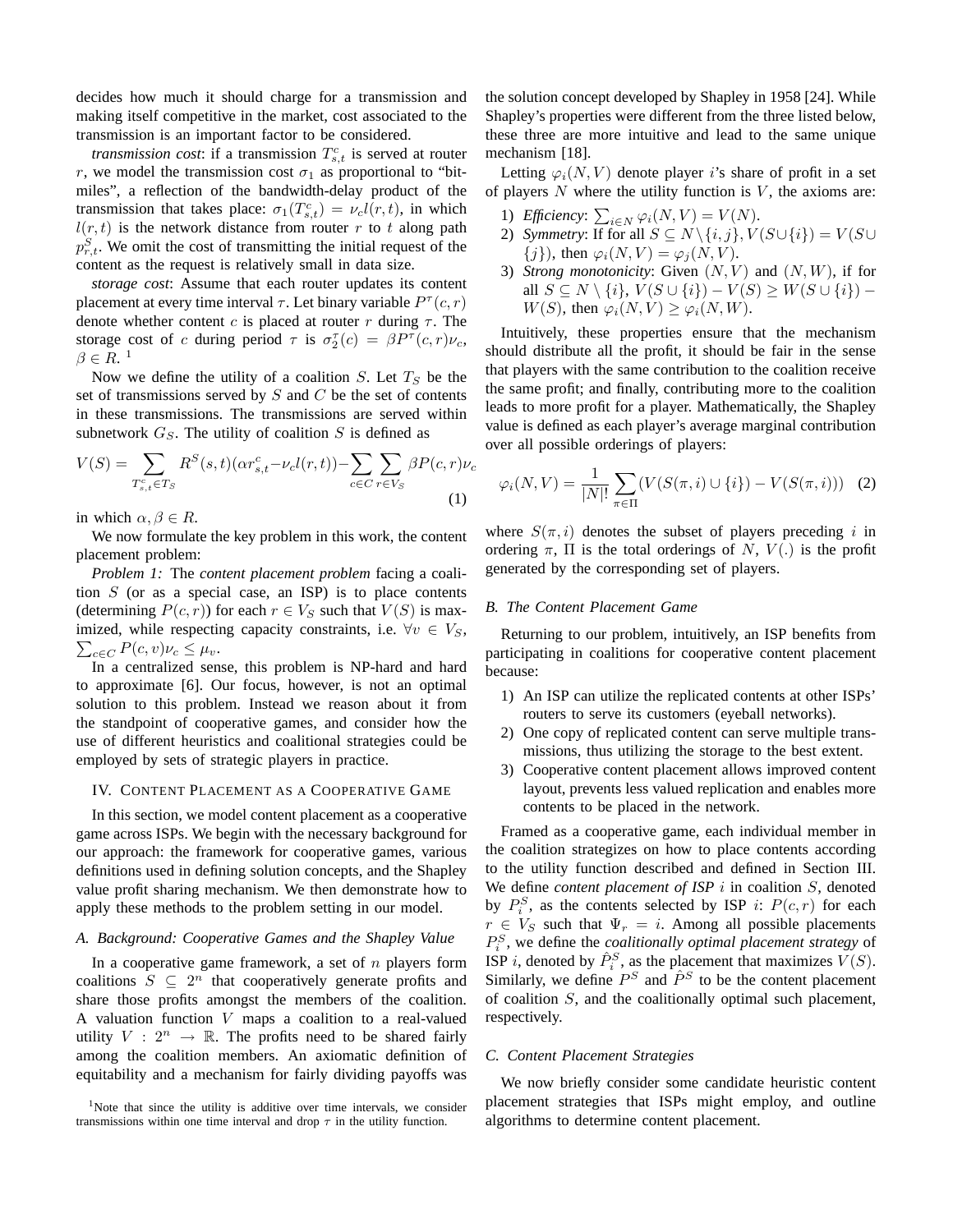decides how much it should charge for a transmission and making itself competitive in the market, cost associated to the transmission is an important factor to be considered.

*transmission cost*: if a transmission $T^c_{s,t}$ is served at router $r$, we model the transmission cost $\sigma_1$ as proportional to "bit-miles", a reflection of the bandwidth-delay product of the transmission that takes place: $\sigma_1(T^c_{s,t}) = \nu_c l(r,t)$, in which $l(r,t)$ is the network distance from router $r$ to $t$ along path $p^S_{r,t}$. We omit the cost of transmitting the initial request of the content as the request is relatively small in data size.

*storage cost*: Assume that each router updates its content placement at every time interval $\tau$. Let binary variable $P^\tau(c,r)$ denote whether content $c$ is placed at router $r$ during $\tau$. The storage cost of $c$ during period $\tau$ is $\sigma^\tau_2(c) = \beta P^\tau(c,r)\nu_c$, $\beta \in R$. [1]

Now we define the utility of a coalition $S$. Let $T_S$ be the set of transmissions served by $S$ and $C$ be the set of contents in these transmissions. The transmissions are served within subnetwork $G_S$. The utility of coalition $S$ is defined as

$$V(S) = \sum_{T^c_{s,t} \in T_S} R^S(s,t)(\alpha r^c_{s,t} - \nu_c l(r,t)) - \sum_{c \in C} \sum_{r \in V_S} \beta P(c,r)\nu_c \tag{1}$$

in which $\alpha, \beta \in R$.

We now formulate the key problem in this work, the content placement problem:

*Problem 1:* The *content placement problem* facing a coalition $S$ (or as a special case, an ISP) is to place contents (determining $P(c,r)$) for each $r \in V_S$ such that $V(S)$ is maximized, while respecting capacity constraints, i.e. $\forall v \in V_S$, $\sum_{c \in C} P(c,v)\nu_c \leq \mu_v$.

In a centralized sense, this problem is NP-hard and hard to approximate [6]. Our focus, however, is not an optimal solution to this problem. Instead we reason about it from the standpoint of cooperative games, and consider how the use of different heuristics and coalitional strategies could be employed by sets of strategic players in practice.

## IV. Content Placement as a Cooperative Game

In this section, we model content placement as a cooperative game across ISPs. We begin with the necessary background for our approach: the framework for cooperative games, various definitions used in defining solution concepts, and the Shapley value profit sharing mechanism. We then demonstrate how to apply these methods to the problem setting in our model.

### A. Background: Cooperative Games and the Shapley Value

In a cooperative game framework, a set of $n$ players form coalitions $S \subseteq 2^n$ that cooperatively generate profits and share those profits amongst the members of the coalition. A valuation function $V$ maps a coalition to a real-valued utility $V : 2^n \to \mathbb{R}$. The profits need to be shared fairly among the coalition members. An axiomatic definition of equitability and a mechanism for fairly dividing payoffs was the solution concept developed by Shapley in 1958 [24]. While Shapley's properties were different from the three listed below, these three are more intuitive and lead to the same unique mechanism [18].

Letting $\varphi_i(N,V)$ denote player $i$'s share of profit in a set of players $N$ where the utility function is $V$, the axioms are:

1) *Efficiency*: $\sum_{i \in N} \varphi_i(N,V) = V(N)$.
2) *Symmetry*: If for all $S \subseteq N \setminus \{i,j\}$, $V(S \cup \{i\}) = V(S \cup \{j\})$, then $\varphi_i(N,V) = \varphi_j(N,V)$.
3) *Strong monotonicity*: Given $(N,V)$ and $(N,W)$, if for all $S \subseteq N \setminus \{i\}$, $V(S \cup \{i\}) - V(S) \geq W(S \cup \{i\}) - W(S)$, then $\varphi_i(N,V) \geq \varphi_i(N,W)$.

Intuitively, these properties ensure that the mechanism should distribute all the profit, it should be fair in the sense that players with the same contribution to the coalition receive the same profit; and finally, contributing more to the coalition leads to more profit for a player. Mathematically, the Shapley value is defined as each player's average marginal contribution over all possible orderings of players:

$$\varphi_i(N,V) = \frac{1}{|N|!} \sum_{\pi \in \Pi} (V(S(\pi,i) \cup \{i\}) - V(S(\pi,i))) \tag{2}$$

where $S(\pi,i)$ denotes the subset of players preceding $i$ in ordering $\pi$, $\Pi$ is the total orderings of $N$, $V(.)$ is the profit generated by the corresponding set of players.

### B. The Content Placement Game

Returning to our problem, intuitively, an ISP benefits from participating in coalitions for cooperative content placement because:

1) An ISP can utilize the replicated contents at other ISPs' routers to serve its customers (eyeball networks).
2) One copy of replicated content can serve multiple transmissions, thus utilizing the storage to the best extent.
3) Cooperative content placement allows improved content layout, prevents less valued replication and enables more contents to be placed in the network.

Framed as a cooperative game, each individual member in the coalition strategizes on how to place contents according to the utility function described and defined in Section III. We define *content placement of ISP $i$* in coalition $S$, denoted by $P^S_i$, as the contents selected by ISP $i$: $P(c,r)$ for each $r \in V_S$ such that $\Psi_r = i$. Among all possible placements $P^S_i$, we define the *coalitionally optimal placement strategy* of ISP $i$, denoted by $\hat{P}^S_i$, as the placement that maximizes $V(S)$. Similarly, we define $P^S$ and $\hat{P}^S$ to be the content placement of coalition $S$, and the coalitionally optimal such placement, respectively.

### C. Content Placement Strategies

We now briefly consider some candidate heuristic content placement strategies that ISPs might employ, and outline algorithms to determine content placement.

[1] Note that since the utility is additive over time intervals, we consider transmissions within one time interval and drop $\tau$ in the utility function.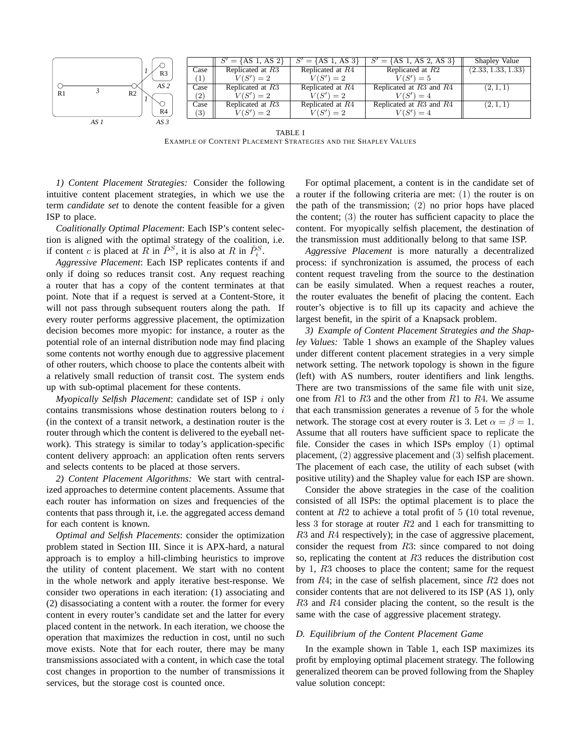|  | $S' = \{$AS 1, AS 2$\}$ | $S' = \{$AS 1, AS 3$\}$ | $S' = \{$AS 1, AS 2, AS 3$\}$ | Shapley Value |
|---|---|---|---|---|
| Case (1) | Replicated at $R3$ $V(S') = 2$ | Replicated at $R4$ $V(S') = 2$ | Replicated at $R2$ $V(S') = 5$ | $(2.33, 1.33, 1.33)$ |
| Case (2) | Replicated at $R3$ $V(S') = 2$ | Replicated at $R4$ $V(S') = 2$ | Replicated at $R3$ and $R4$ $V(S') = 4$ | $(2, 1, 1)$ |
| Case (3) | Replicated at $R3$ $V(S') = 2$ | Replicated at $R4$ $V(S') = 2$ | Replicated at $R3$ and $R4$ $V(S') = 4$ | $(2, 1, 1)$ |

TABLE I
EXAMPLE OF CONTENT PLACEMENT STRATEGIES AND THE SHAPLEY VALUES

*1) Content Placement Strategies:* Consider the following intuitive content placement strategies, in which we use the term *candidate set* to denote the content feasible for a given ISP to place.

*Coalitionally Optimal Placement*: Each ISP's content selection is aligned with the optimal strategy of the coalition, i.e. if content $c$ is placed at $R$ in $\hat{P}^S$, it is also at $R$ in $\hat{P}_i^S$.

*Aggressive Placement*: Each ISP replicates contents if and only if doing so reduces transit cost. Any request reaching a router that has a copy of the content terminates at that point. Note that if a request is served at a Content-Store, it will not pass through subsequent routers along the path. If every router performs aggressive placement, the optimization decision becomes more myopic: for instance, a router as the potential role of an internal distribution node may find placing some contents not worthy enough due to aggressive placement of other routers, which choose to place the contents albeit with a relatively small reduction of transit cost. The system ends up with sub-optimal placement for these contents.

*Myopically Selfish Placement*: candidate set of ISP $i$ only contains transmissions whose destination routers belong to $i$ (in the context of a transit network, a destination router is the router through which the content is delivered to the eyeball network). This strategy is similar to today's application-specific content delivery approach: an application often rents servers and selects contents to be placed at those servers.

*2) Content Placement Algorithms:* We start with centralized approaches to determine content placements. Assume that each router has information on sizes and frequencies of the contents that pass through it, i.e. the aggregated access demand for each content is known.

*Optimal and Selfish Placements*: consider the optimization problem stated in Section III. Since it is APX-hard, a natural approach is to employ a hill-climbing heuristics to improve the utility of content placement. We start with no content in the whole network and apply iterative best-response. We consider two operations in each iteration: (1) associating and (2) disassociating a content with a router. the former for every content in every router's candidate set and the latter for every placed content in the network. In each iteration, we choose the operation that maximizes the reduction in cost, until no such move exists. Note that for each router, there may be many transmissions associated with a content, in which case the total cost changes in proportion to the number of transmissions it services, but the storage cost is counted once.

For optimal placement, a content is in the candidate set of a router if the following criteria are met: (1) the router is on the path of the transmission; (2) no prior hops have placed the content; (3) the router has sufficient capacity to place the content. For myopically selfish placement, the destination of the transmission must additionally belong to that same ISP.

*Aggressive Placement* is more naturally a decentralized process: if synchronization is assumed, the process of each content request traveling from the source to the destination can be easily simulated. When a request reaches a router, the router evaluates the benefit of placing the content. Each router's objective is to fill up its capacity and achieve the largest benefit, in the spirit of a Knapsack problem.

*3) Example of Content Placement Strategies and the Shapley Values:* Table 1 shows an example of the Shapley values under different content placement strategies in a very simple network setting. The network topology is shown in the figure (left) with AS numbers, router identifiers and link lengths. There are two transmissions of the same file with unit size, one from $R1$ to $R3$ and the other from $R1$ to $R4$. We assume that each transmission generates a revenue of 5 for the whole network. The storage cost at every router is 3. Let $\alpha = \beta = 1$. Assume that all routers have sufficient space to replicate the file. Consider the cases in which ISPs employ (1) optimal placement, (2) aggressive placement and (3) selfish placement. The placement of each case, the utility of each subset (with positive utility) and the Shapley value for each ISP are shown.

Consider the above strategies in the case of the coalition consisted of all ISPs: the optimal placement is to place the content at $R2$ to achieve a total profit of 5 (10 total revenue, less 3 for storage at router $R2$ and 1 each for transmitting to $R3$ and $R4$ respectively); in the case of aggressive placement, consider the request from $R3$: since compared to not doing so, replicating the content at $R3$ reduces the distribution cost by 1, $R3$ chooses to place the content; same for the request from $R4$; in the case of selfish placement, since $R2$ does not consider contents that are not delivered to its ISP (AS 1), only $R3$ and $R4$ consider placing the content, so the result is the same with the case of aggressive placement strategy.

### D. Equilibrium of the Content Placement Game

In the example shown in Table 1, each ISP maximizes its profit by employing optimal placement strategy. The following generalized theorem can be proved following from the Shapley value solution concept: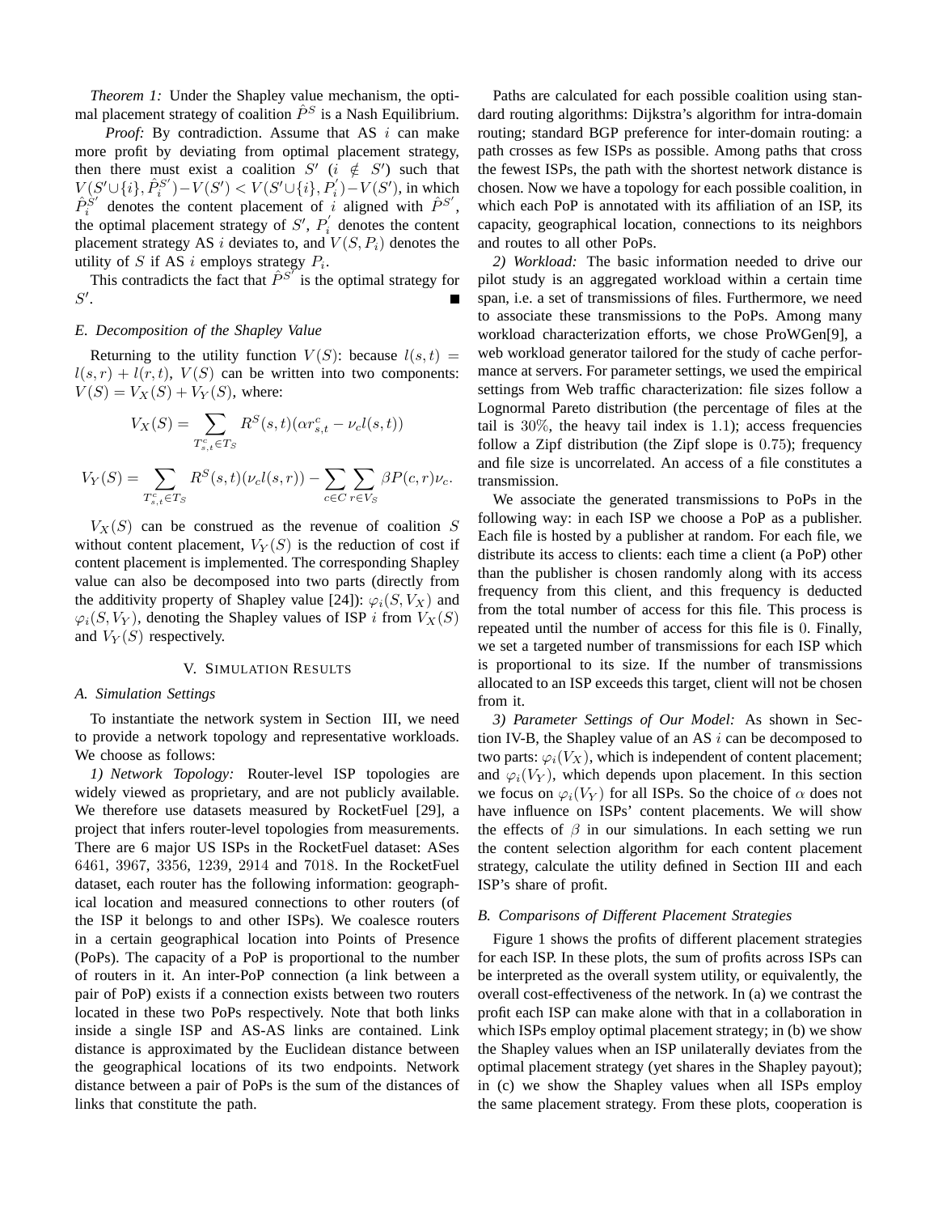*Theorem 1:* Under the Shapley value mechanism, the optimal placement strategy of coalition $\hat{P}^S$ is a Nash Equilibrium.

*Proof:* By contradiction. Assume that AS $i$ can make more profit by deviating from optimal placement strategy, then there must exist a coalition $S'$ ($i \notin S'$) such that $V(S' \cup \{i\}, \hat{P}_i^{S'}) - V(S') < V(S' \cup \{i\}, P_i^{'}) - V(S')$, in which $\hat{P}_i^{S'}$ denotes the content placement of $i$ aligned with $\hat{P}^{S'}$, the optimal placement strategy of $S'$, $P_i^{'}$ denotes the content placement strategy AS $i$ deviates to, and $V(S, P_i)$ denotes the utility of $S$ if AS $i$ employs strategy $P_i$.

This contradicts the fact that $\hat{P}^{S'}$ is the optimal strategy for $S'$. ∎

### E. Decomposition of the Shapley Value

Returning to the utility function $V(S)$: because $l(s,t) = l(s,r) + l(r,t)$, $V(S)$ can be written into two components: $V(S) = V_X(S) + V_Y(S)$, where:

$$V_X(S) = \sum_{T_{s,t}^c \in T_S} R^S(s,t)(\alpha r_{s,t}^c - \nu_c l(s,t))$$

$$V_Y(S) = \sum_{T_{s,t}^c \in T_S} R^S(s,t)(\nu_c l(s,r)) - \sum_{c \in C} \sum_{r \in V_S} \beta P(c,r) \nu_c.$$

$V_X(S)$ can be construed as the revenue of coalition $S$ without content placement, $V_Y(S)$ is the reduction of cost if content placement is implemented. The corresponding Shapley value can also be decomposed into two parts (directly from the additivity property of Shapley value [24]): $\varphi_i(S, V_X)$ and $\varphi_i(S, V_Y)$, denoting the Shapley values of ISP $i$ from $V_X(S)$ and $V_Y(S)$ respectively.

## V. Simulation Results

### A. Simulation Settings

To instantiate the network system in Section III, we need to provide a network topology and representative workloads. We choose as follows:

*1) Network Topology:* Router-level ISP topologies are widely viewed as proprietary, and are not publicly available. We therefore use datasets measured by RocketFuel [29], a project that infers router-level topologies from measurements. There are 6 major US ISPs in the RocketFuel dataset: ASes 6461, 3967, 3356, 1239, 2914 and 7018. In the RocketFuel dataset, each router has the following information: geographical location and measured connections to other routers (of the ISP it belongs to and other ISPs). We coalesce routers in a certain geographical location into Points of Presence (PoPs). The capacity of a PoP is proportional to the number of routers in it. An inter-PoP connection (a link between a pair of PoP) exists if a connection exists between two routers located in these two PoPs respectively. Note that both links inside a single ISP and AS-AS links are contained. Link distance is approximated by the Euclidean distance between the geographical locations of its two endpoints. Network distance between a pair of PoPs is the sum of the distances of links that constitute the path.

Paths are calculated for each possible coalition using standard routing algorithms: Dijkstra's algorithm for intra-domain routing; standard BGP preference for inter-domain routing: a path crosses as few ISPs as possible. Among paths that cross the fewest ISPs, the path with the shortest network distance is chosen. Now we have a topology for each possible coalition, in which each PoP is annotated with its affiliation of an ISP, its capacity, geographical location, connections to its neighbors and routes to all other PoPs.

*2) Workload:* The basic information needed to drive our pilot study is an aggregated workload within a certain time span, i.e. a set of transmissions of files. Furthermore, we need to associate these transmissions to the PoPs. Among many workload characterization efforts, we chose ProWGen[9], a web workload generator tailored for the study of cache performance at servers. For parameter settings, we used the empirical settings from Web traffic characterization: file sizes follow a Lognormal Pareto distribution (the percentage of files at the tail is 30%, the heavy tail index is 1.1); access frequencies follow a Zipf distribution (the Zipf slope is 0.75); frequency and file size is uncorrelated. An access of a file constitutes a transmission.

We associate the generated transmissions to PoPs in the following way: in each ISP we choose a PoP as a publisher. Each file is hosted by a publisher at random. For each file, we distribute its access to clients: each time a client (a PoP) other than the publisher is chosen randomly along with its access frequency from this client, and this frequency is deducted from the total number of access for this file. This process is repeated until the number of access for this file is 0. Finally, we set a targeted number of transmissions for each ISP which is proportional to its size. If the number of transmissions allocated to an ISP exceeds this target, client will not be chosen from it.

*3) Parameter Settings of Our Model:* As shown in Section IV-B, the Shapley value of an AS $i$ can be decomposed to two parts: $\varphi_i(V_X)$, which is independent of content placement; and $\varphi_i(V_Y)$, which depends upon placement. In this section we focus on $\varphi_i(V_Y)$ for all ISPs. So the choice of $\alpha$ does not have influence on ISPs' content placements. We will show the effects of $\beta$ in our simulations. In each setting we run the content selection algorithm for each content placement strategy, calculate the utility defined in Section III and each ISP's share of profit.

### B. Comparisons of Different Placement Strategies

Figure 1 shows the profits of different placement strategies for each ISP. In these plots, the sum of profits across ISPs can be interpreted as the overall system utility, or equivalently, the overall cost-effectiveness of the network. In (a) we contrast the profit each ISP can make alone with that in a collaboration in which ISPs employ optimal placement strategy; in (b) we show the Shapley values when an ISP unilaterally deviates from the optimal placement strategy (yet shares in the Shapley payout); in (c) we show the Shapley values when all ISPs employ the same placement strategy. From these plots, cooperation is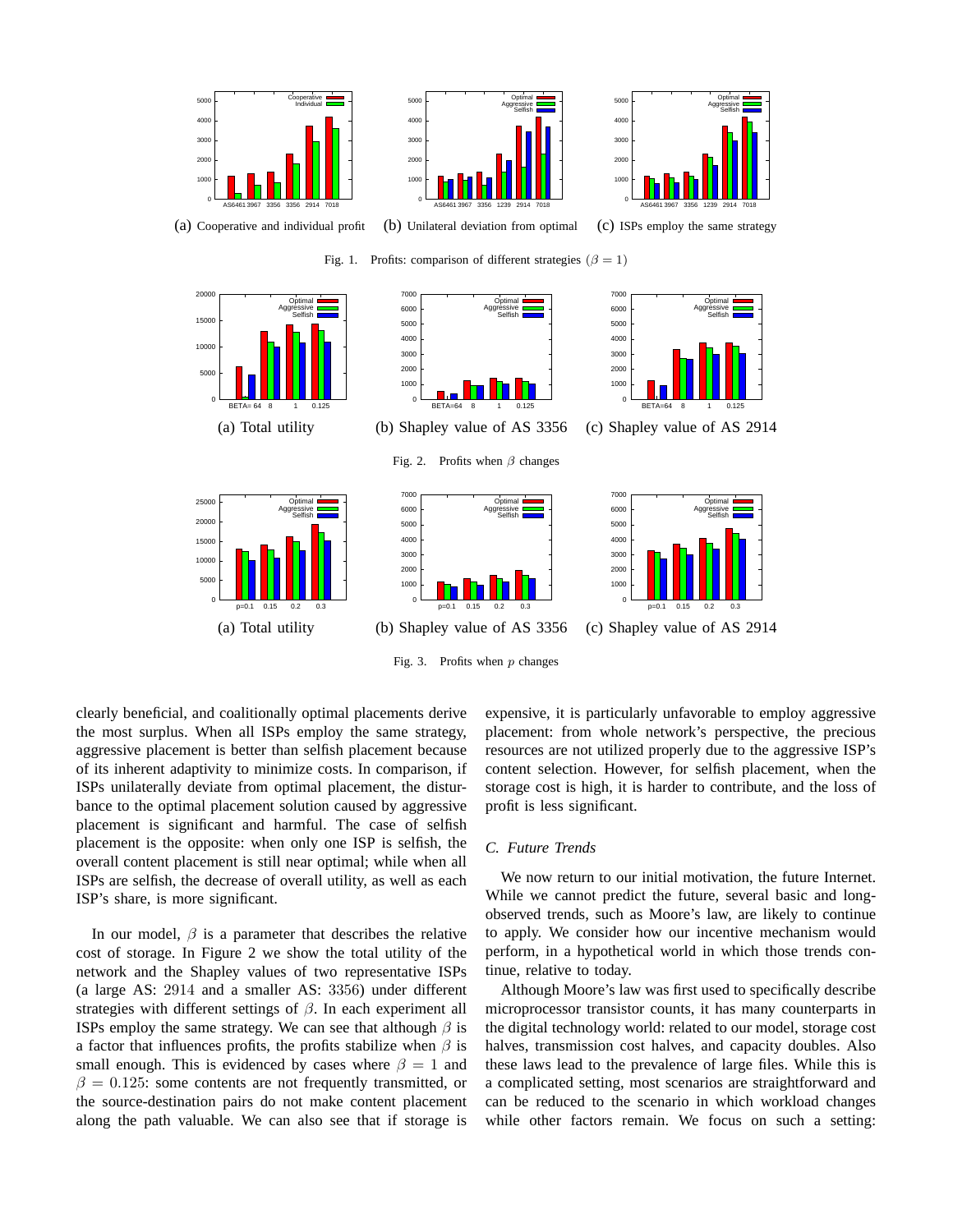(a) Cooperative and individual profit

(b) Unilateral deviation from optimal

(c) ISPs employ the same strategy

Fig. 1. Profits: comparison of different strategies ($\beta = 1$)

(a) Total utility

(b) Shapley value of AS 3356

(c) Shapley value of AS 2914

Fig. 2. Profits when $\beta$ changes

(a) Total utility

(b) Shapley value of AS 3356

(c) Shapley value of AS 2914

Fig. 3. Profits when $p$ changes

clearly beneficial, and coalitionally optimal placements derive the most surplus. When all ISPs employ the same strategy, aggressive placement is better than selfish placement because of its inherent adaptivity to minimize costs. In comparison, if ISPs unilaterally deviate from optimal placement, the disturbance to the optimal placement solution caused by aggressive placement is significant and harmful. The case of selfish placement is the opposite: when only one ISP is selfish, the overall content placement is still near optimal; while when all ISPs are selfish, the decrease of overall utility, as well as each ISP's share, is more significant.

In our model, $\beta$ is a parameter that describes the relative cost of storage. In Figure 2 we show the total utility of the network and the Shapley values of two representative ISPs (a large AS: $2914$ and a smaller AS: $3356$) under different strategies with different settings of $\beta$. In each experiment all ISPs employ the same strategy. We can see that although $\beta$ is a factor that influences profits, the profits stabilize when $\beta$ is small enough. This is evidenced by cases where $\beta = 1$ and $\beta = 0.125$: some contents are not frequently transmitted, or the source-destination pairs do not make content placement along the path valuable. We can also see that if storage is expensive, it is particularly unfavorable to employ aggressive placement: from whole network's perspective, the precious resources are not utilized properly due to the aggressive ISP's content selection. However, for selfish placement, when the storage cost is high, it is harder to contribute, and the loss of profit is less significant.

### *C. Future Trends*

We now return to our initial motivation, the future Internet. While we cannot predict the future, several basic and long-observed trends, such as Moore's law, are likely to continue to apply. We consider how our incentive mechanism would perform, in a hypothetical world in which those trends continue, relative to today.

Although Moore's law was first used to specifically describe microprocessor transistor counts, it has many counterparts in the digital technology world: related to our model, storage cost halves, transmission cost halves, and capacity doubles. Also these laws lead to the prevalence of large files. While this is a complicated setting, most scenarios are straightforward and can be reduced to the scenario in which workload changes while other factors remain. We focus on such a setting: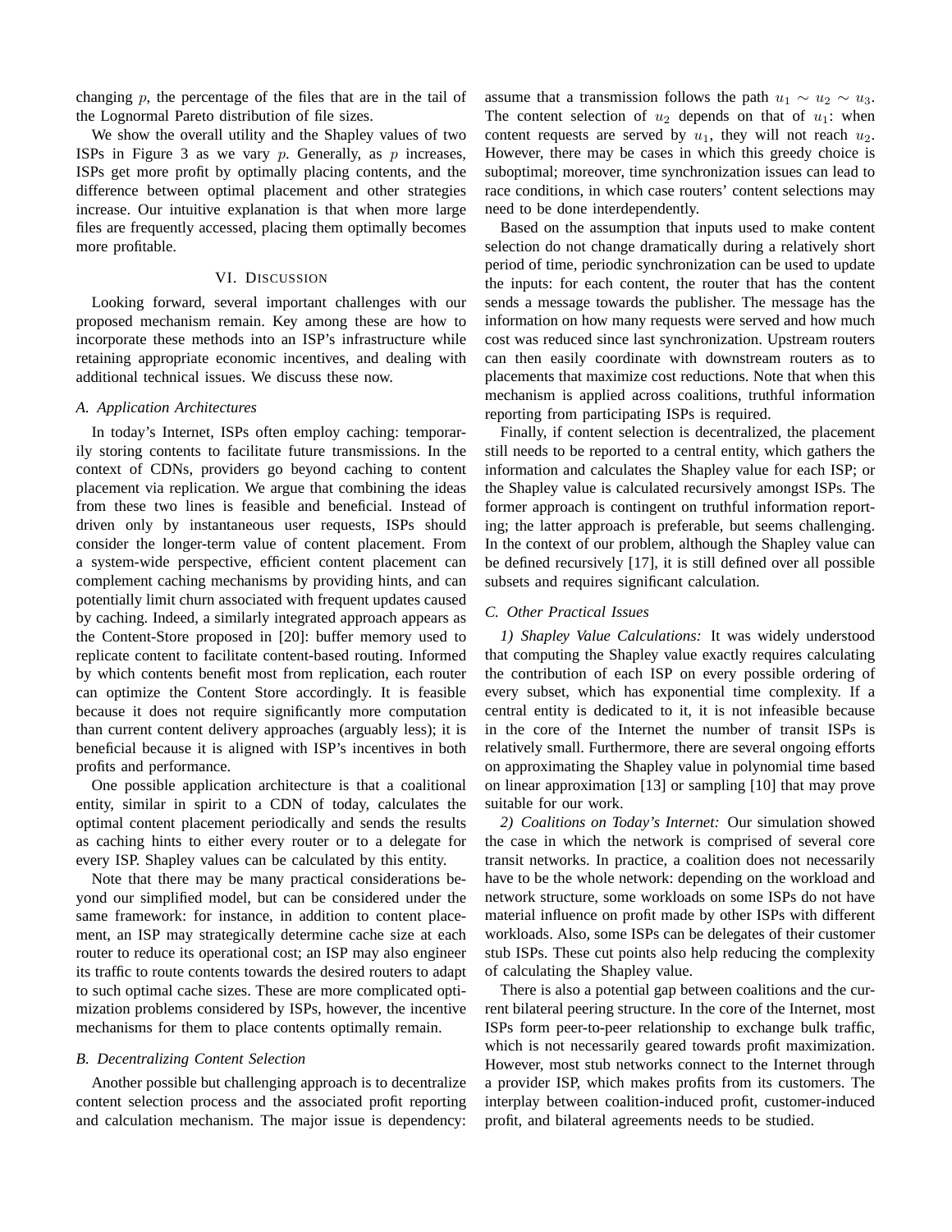changing $p$, the percentage of the files that are in the tail of the Lognormal Pareto distribution of file sizes.

We show the overall utility and the Shapley values of two ISPs in Figure 3 as we vary $p$. Generally, as $p$ increases, ISPs get more profit by optimally placing contents, and the difference between optimal placement and other strategies increase. Our intuitive explanation is that when more large files are frequently accessed, placing them optimally becomes more profitable.

## VI. Discussion

Looking forward, several important challenges with our proposed mechanism remain. Key among these are how to incorporate these methods into an ISP's infrastructure while retaining appropriate economic incentives, and dealing with additional technical issues. We discuss these now.

### A. Application Architectures

In today's Internet, ISPs often employ caching: temporarily storing contents to facilitate future transmissions. In the context of CDNs, providers go beyond caching to content placement via replication. We argue that combining the ideas from these two lines is feasible and beneficial. Instead of driven only by instantaneous user requests, ISPs should consider the longer-term value of content placement. From a system-wide perspective, efficient content placement can complement caching mechanisms by providing hints, and can potentially limit churn associated with frequent updates caused by caching. Indeed, a similarly integrated approach appears as the Content-Store proposed in [20]: buffer memory used to replicate content to facilitate content-based routing. Informed by which contents benefit most from replication, each router can optimize the Content Store accordingly. It is feasible because it does not require significantly more computation than current content delivery approaches (arguably less); it is beneficial because it is aligned with ISP's incentives in both profits and performance.

One possible application architecture is that a coalitional entity, similar in spirit to a CDN of today, calculates the optimal content placement periodically and sends the results as caching hints to either every router or to a delegate for every ISP. Shapley values can be calculated by this entity.

Note that there may be many practical considerations beyond our simplified model, but can be considered under the same framework: for instance, in addition to content placement, an ISP may strategically determine cache size at each router to reduce its operational cost; an ISP may also engineer its traffic to route contents towards the desired routers to adapt to such optimal cache sizes. These are more complicated optimization problems considered by ISPs, however, the incentive mechanisms for them to place contents optimally remain.

### B. Decentralizing Content Selection

Another possible but challenging approach is to decentralize content selection process and the associated profit reporting and calculation mechanism. The major issue is dependency: assume that a transmission follows the path $u_1 \sim u_2 \sim u_3$. The content selection of $u_2$ depends on that of $u_1$: when content requests are served by $u_1$, they will not reach $u_2$. However, there may be cases in which this greedy choice is suboptimal; moreover, time synchronization issues can lead to race conditions, in which case routers' content selections may need to be done interdependently.

Based on the assumption that inputs used to make content selection do not change dramatically during a relatively short period of time, periodic synchronization can be used to update the inputs: for each content, the router that has the content sends a message towards the publisher. The message has the information on how many requests were served and how much cost was reduced since last synchronization. Upstream routers can then easily coordinate with downstream routers as to placements that maximize cost reductions. Note that when this mechanism is applied across coalitions, truthful information reporting from participating ISPs is required.

Finally, if content selection is decentralized, the placement still needs to be reported to a central entity, which gathers the information and calculates the Shapley value for each ISP; or the Shapley value is calculated recursively amongst ISPs. The former approach is contingent on truthful information reporting; the latter approach is preferable, but seems challenging. In the context of our problem, although the Shapley value can be defined recursively [17], it is still defined over all possible subsets and requires significant calculation.

### C. Other Practical Issues

*1) Shapley Value Calculations:* It was widely understood that computing the Shapley value exactly requires calculating the contribution of each ISP on every possible ordering of every subset, which has exponential time complexity. If a central entity is dedicated to it, it is not infeasible because in the core of the Internet the number of transit ISPs is relatively small. Furthermore, there are several ongoing efforts on approximating the Shapley value in polynomial time based on linear approximation [13] or sampling [10] that may prove suitable for our work.

*2) Coalitions on Today's Internet:* Our simulation showed the case in which the network is comprised of several core transit networks. In practice, a coalition does not necessarily have to be the whole network: depending on the workload and network structure, some workloads on some ISPs do not have material influence on profit made by other ISPs with different workloads. Also, some ISPs can be delegates of their customer stub ISPs. These cut points also help reducing the complexity of calculating the Shapley value.

There is also a potential gap between coalitions and the current bilateral peering structure. In the core of the Internet, most ISPs form peer-to-peer relationship to exchange bulk traffic, which is not necessarily geared towards profit maximization. However, most stub networks connect to the Internet through a provider ISP, which makes profits from its customers. The interplay between coalition-induced profit, customer-induced profit, and bilateral agreements needs to be studied.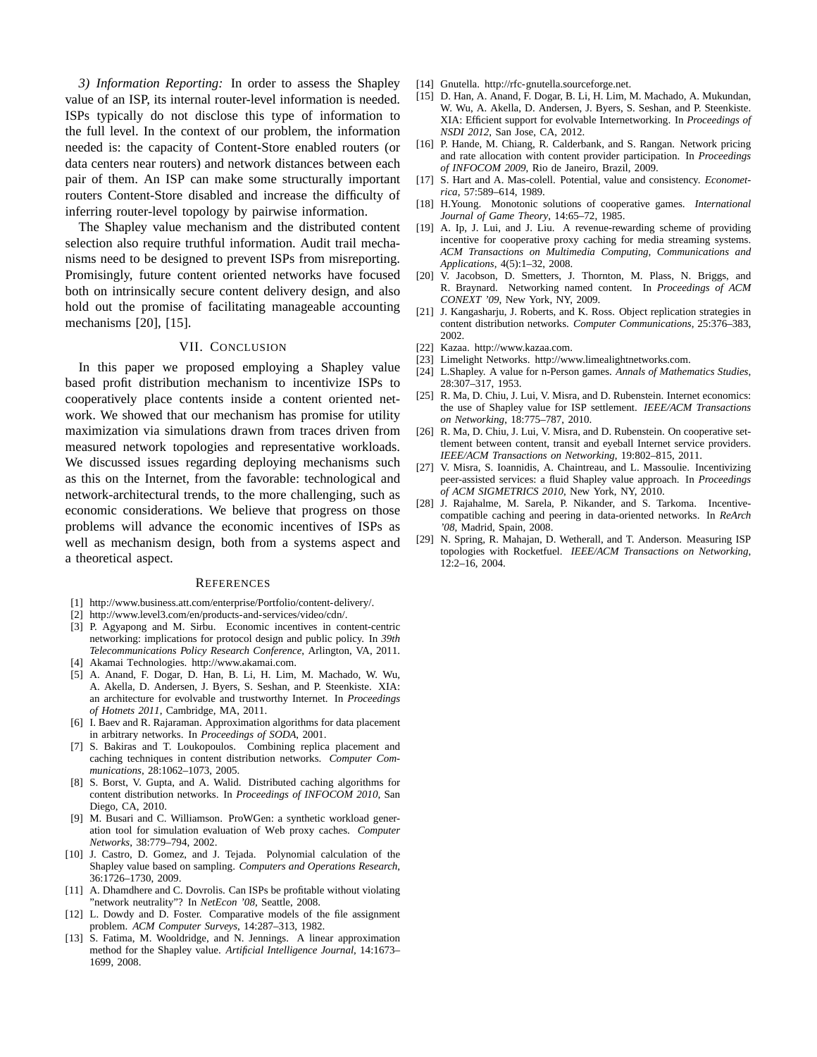*3) Information Reporting:* In order to assess the Shapley value of an ISP, its internal router-level information is needed. ISPs typically do not disclose this type of information to the full level. In the context of our problem, the information needed is: the capacity of Content-Store enabled routers (or data centers near routers) and network distances between each pair of them. An ISP can make some structurally important routers Content-Store disabled and increase the difficulty of inferring router-level topology by pairwise information.

The Shapley value mechanism and the distributed content selection also require truthful information. Audit trail mechanisms need to be designed to prevent ISPs from misreporting. Promisingly, future content oriented networks have focused both on intrinsically secure content delivery design, and also hold out the promise of facilitating manageable accounting mechanisms [20], [15].

## VII. Conclusion

In this paper we proposed employing a Shapley value based profit distribution mechanism to incentivize ISPs to cooperatively place contents inside a content oriented network. We showed that our mechanism has promise for utility maximization via simulations drawn from traces driven from measured network topologies and representative workloads. We discussed issues regarding deploying mechanisms such as this on the Internet, from the favorable: technological and network-architectural trends, to the more challenging, such as economic considerations. We believe that progress on those problems will advance the economic incentives of ISPs as well as mechanism design, both from a systems aspect and a theoretical aspect.

## References

[1] http://www.business.att.com/enterprise/Portfolio/content-delivery/.

[2] http://www.level3.com/en/products-and-services/video/cdn/.

[3] P. Agyapong and M. Sirbu. Economic incentives in content-centric networking: implications for protocol design and public policy. In *39th Telecommunications Policy Research Conference*, Arlington, VA, 2011.

[4] Akamai Technologies. http://www.akamai.com.

[5] A. Anand, F. Dogar, D. Han, B. Li, H. Lim, M. Machado, W. Wu, A. Akella, D. Andersen, J. Byers, S. Seshan, and P. Steenkiste. XIA: an architecture for evolvable and trustworthy Internet. In *Proceedings of Hotnets 2011*, Cambridge, MA, 2011.

[6] I. Baev and R. Rajaraman. Approximation algorithms for data placement in arbitrary networks. In *Proceedings of SODA*, 2001.

[7] S. Bakiras and T. Loukopoulos. Combining replica placement and caching techniques in content distribution networks. *Computer Communications*, 28:1062–1073, 2005.

[8] S. Borst, V. Gupta, and A. Walid. Distributed caching algorithms for content distribution networks. In *Proceedings of INFOCOM 2010*, San Diego, CA, 2010.

[9] M. Busari and C. Williamson. ProWGen: a synthetic workload generation tool for simulation evaluation of Web proxy caches. *Computer Networks*, 38:779–794, 2002.

[10] J. Castro, D. Gomez, and J. Tejada. Polynomial calculation of the Shapley value based on sampling. *Computers and Operations Research*, 36:1726–1730, 2009.

[11] A. Dhamdhere and C. Dovrolis. Can ISPs be profitable without violating "network neutrality"? In *NetEcon '08*, Seattle, 2008.

[12] L. Dowdy and D. Foster. Comparative models of the file assignment problem. *ACM Computer Surveys*, 14:287–313, 1982.

[13] S. Fatima, M. Wooldridge, and N. Jennings. A linear approximation method for the Shapley value. *Artificial Intelligence Journal*, 14:1673–1699, 2008.

[14] Gnutella. http://rfc-gnutella.sourceforge.net.

[15] D. Han, A. Anand, F. Dogar, B. Li, H. Lim, M. Machado, A. Mukundan, W. Wu, A. Akella, D. Andersen, J. Byers, S. Seshan, and P. Steenkiste. XIA: Efficient support for evolvable Internetworking. In *Proceedings of NSDI 2012*, San Jose, CA, 2012.

[16] P. Hande, M. Chiang, R. Calderbank, and S. Rangan. Network pricing and rate allocation with content provider participation. In *Proceedings of INFOCOM 2009*, Rio de Janeiro, Brazil, 2009.

[17] S. Hart and A. Mas-colell. Potential, value and consistency. *Econometrica*, 57:589–614, 1989.

[18] H.Young. Monotonic solutions of cooperative games. *International Journal of Game Theory*, 14:65–72, 1985.

[19] A. Ip, J. Lui, and J. Liu. A revenue-rewarding scheme of providing incentive for cooperative proxy caching for media streaming systems. *ACM Transactions on Multimedia Computing, Communications and Applications*, 4(5):1–32, 2008.

[20] V. Jacobson, D. Smetters, J. Thornton, M. Plass, N. Briggs, and R. Braynard. Networking named content. In *Proceedings of ACM CONEXT '09*, New York, NY, 2009.

[21] J. Kangasharju, J. Roberts, and K. Ross. Object replication strategies in content distribution networks. *Computer Communications*, 25:376–383, 2002.

[22] Kazaa. http://www.kazaa.com.

[23] Limelight Networks. http://www.limealightnetworks.com.

[24] L.Shapley. A value for n-Person games. *Annals of Mathematics Studies*, 28:307–317, 1953.

[25] R. Ma, D. Chiu, J. Lui, V. Misra, and D. Rubenstein. Internet economics: the use of Shapley value for ISP settlement. *IEEE/ACM Transactions on Networking*, 18:775–787, 2010.

[26] R. Ma, D. Chiu, J. Lui, V. Misra, and D. Rubenstein. On cooperative settlement between content, transit and eyeball Internet service providers. *IEEE/ACM Transactions on Networking*, 19:802–815, 2011.

[27] V. Misra, S. Ioannidis, A. Chaintreau, and L. Massoulie. Incentivizing peer-assisted services: a fluid Shapley value approach. In *Proceedings of ACM SIGMETRICS 2010*, New York, NY, 2010.

[28] J. Rajahalme, M. Sarela, P. Nikander, and S. Tarkoma. Incentive-compatible caching and peering in data-oriented networks. In *ReArch '08*, Madrid, Spain, 2008.

[29] N. Spring, R. Mahajan, D. Wetherall, and T. Anderson. Measuring ISP topologies with Rocketfuel. *IEEE/ACM Transactions on Networking*, 12:2–16, 2004.